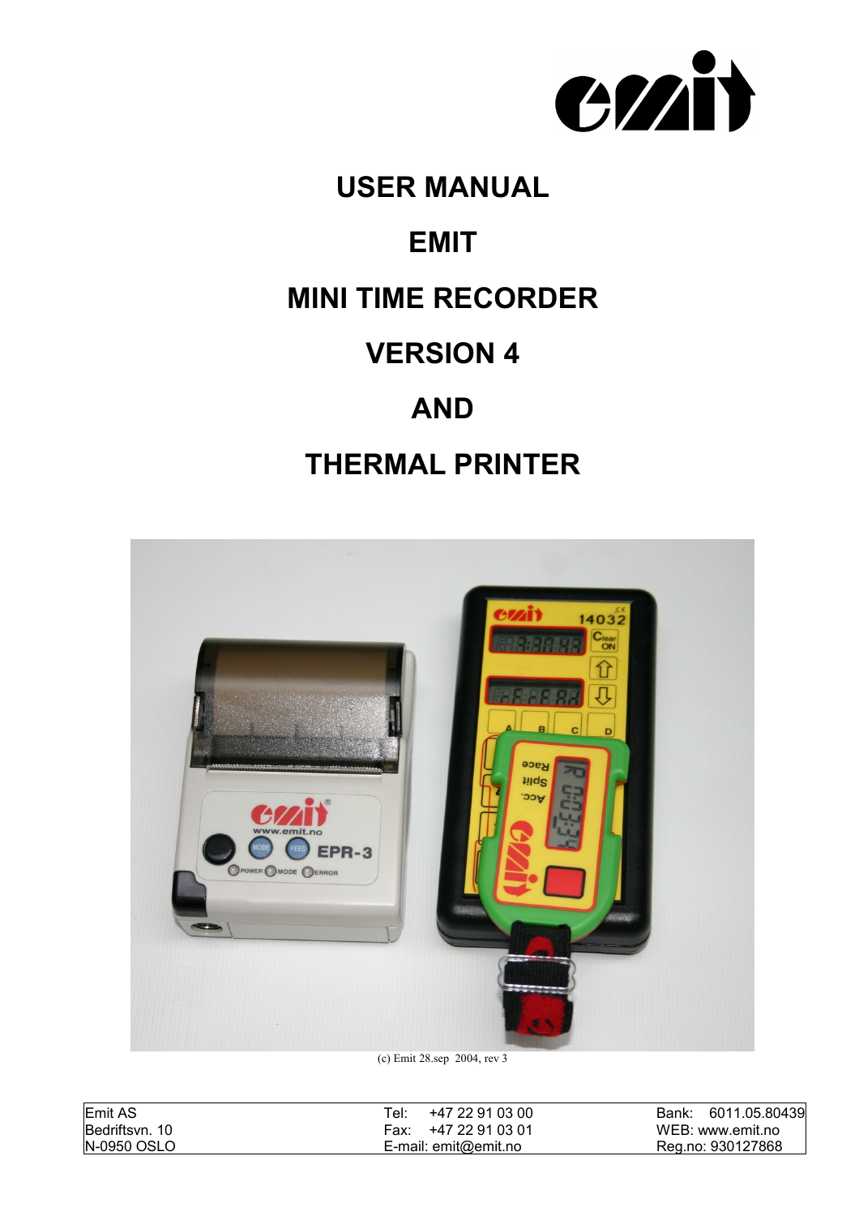# USER MANUAL

# EMIT

# MINI TIME RECORDER

# VERSION 4

# AND

# THERMAL PRINTER

(c) Emit 28.sep 2004, rev 3

| Emit AS | Tel: +47 22 91 03 00 | Bank: 6011.05.80439 |
|---|---|---|
| Bedriftsvn. 10 | Fax: +47 22 91 03 01 | WEB: www.emit.no |
| N-0950 OSLO | E-mail: emit@emit.no | Reg.no: 930127868 |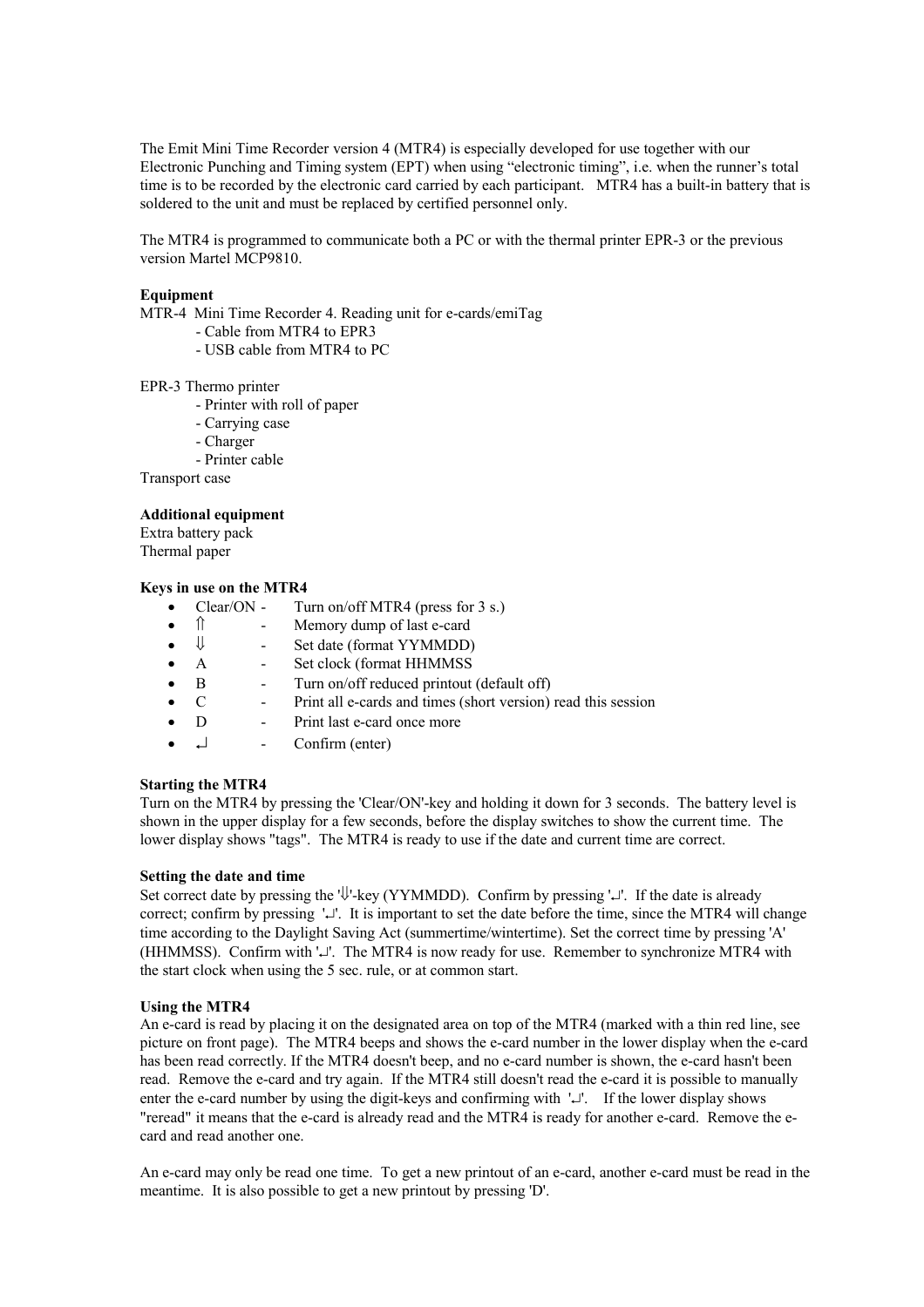The Emit Mini Time Recorder version 4 (MTR4) is especially developed for use together with our Electronic Punching and Timing system (EPT) when using “electronic timing”, i.e. when the runner’s total time is to be recorded by the electronic card carried by each participant. MTR4 has a built-in battery that is soldered to the unit and must be replaced by certified personnel only.

The MTR4 is programmed to communicate both a PC or with the thermal printer EPR-3 or the previous version Martel MCP9810.

**Equipment**

MTR-4 Mini Time Recorder 4. Reading unit for e-cards/emiTag
- Cable from MTR4 to EPR3
- USB cable from MTR4 to PC

EPR-3 Thermo printer
- Printer with roll of paper
- Carrying case
- Charger
- Printer cable

Transport case

**Additional equipment**

Extra battery pack
Thermal paper

**Keys in use on the MTR4**

- Clear/ON - Turn on/off MTR4 (press for 3 s.)
- ⇑ - Memory dump of last e-card
- ⇓ - Set date (format YYMMDD)
- A - Set clock (format HHMMSS
- B - Turn on/off reduced printout (default off)
- C - Print all e-cards and times (short version) read this session
- D - Print last e-card once more
- ↵ - Confirm (enter)

**Starting the MTR4**

Turn on the MTR4 by pressing the 'Clear/ON'-key and holding it down for 3 seconds. The battery level is shown in the upper display for a few seconds, before the display switches to show the current time. The lower display shows "tags". The MTR4 is ready to use if the date and current time are correct.

**Setting the date and time**

Set correct date by pressing the '⇓'-key (YYMMDD). Confirm by pressing '↵'. If the date is already correct; confirm by pressing '↵'. It is important to set the date before the time, since the MTR4 will change time according to the Daylight Saving Act (summertime/wintertime). Set the correct time by pressing 'A' (HHMMSS). Confirm with '↵'. The MTR4 is now ready for use. Remember to synchronize MTR4 with the start clock when using the 5 sec. rule, or at common start.

**Using the MTR4**

An e-card is read by placing it on the designated area on top of the MTR4 (marked with a thin red line, see picture on front page). The MTR4 beeps and shows the e-card number in the lower display when the e-card has been read correctly. If the MTR4 doesn't beep, and no e-card number is shown, the e-card hasn't been read. Remove the e-card and try again. If the MTR4 still doesn't read the e-card it is possible to manually enter the e-card number by using the digit-keys and confirming with '↵'. If the lower display shows "reread" it means that the e-card is already read and the MTR4 is ready for another e-card. Remove the e-card and read another one.

An e-card may only be read one time. To get a new printout of an e-card, another e-card must be read in the meantime. It is also possible to get a new printout by pressing 'D'.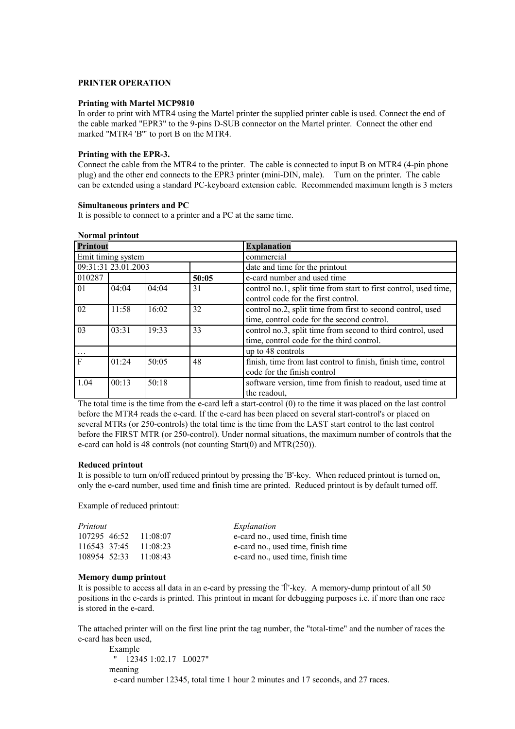**PRINTER OPERATION**

**Printing with Martel MCP9810**

In order to print with MTR4 using the Martel printer the supplied printer cable is used. Connect the end of the cable marked "EPR3" to the 9-pins D-SUB connector on the Martel printer. Connect the other end marked "MTR4 'B'" to port B on the MTR4.

**Printing with the EPR-3.**

Connect the cable from the MTR4 to the printer. The cable is connected to input B on MTR4 (4-pin phone plug) and the other end connects to the EPR3 printer (mini-DIN, male). Turn on the printer. The cable can be extended using a standard PC-keyboard extension cable. Recommended maximum length is 3 meters

**Simultaneous printers and PC**

It is possible to connect to a printer and a PC at the same time.

**Normal printout**

| **Printout** | | | | **Explanation** |
|---|---|---|---|---|
| Emit timing system | | | | commercial |
| 09:31:31 23.01.2003 | | | | date and time for the printout |
| 010287 | | | **50:05** | e-card number and used time |
| 01 | 04:04 | 04:04 | 31 | control no.1, split time from start to first control, used time, control code for the first control. |
| 02 | 11:58 | 16:02 | 32 | control no.2, split time from first to second control, used time, control code for the second control. |
| 03 | 03:31 | 19:33 | 33 | control no.3, split time from second to third control, used time, control code for the third control. |
| … | | | | up to 48 controls |
| F | 01:24 | 50:05 | 48 | finish, time from last control to finish, finish time, control code for the finish control |
| 1.04 | 00:13 | 50:18 | | software version, time from finish to readout, used time at the readout, |

The total time is the time from the e-card left a start-control (0) to the time it was placed on the last control before the MTR4 reads the e-card. If the e-card has been placed on several start-control's or placed on several MTRs (or 250-controls) the total time is the time from the LAST start control to the last control before the FIRST MTR (or 250-control). Under normal situations, the maximum number of controls that the e-card can hold is 48 controls (not counting Start(0) and MTR(250)).

**Reduced printout**

It is possible to turn on/off reduced printout by pressing the 'B'-key. When reduced printout is turned on, only the e-card number, used time and finish time are printed. Reduced printout is by default turned off.

Example of reduced printout:

| *Printout* | | | *Explanation* |
|---|---|---|---|
| 107295 | 46:52 | 11:08:07 | e-card no., used time, finish time |
| 116543 | 37:45 | 11:08:23 | e-card no., used time, finish time |
| 108954 | 52:33 | 11:08:43 | e-card no., used time, finish time |

**Memory dump printout**

It is possible to access all data in an e-card by pressing the '⇧'-key. A memory-dump printout of all 50 positions in the e-cards is printed. This printout in meant for debugging purposes i.e. if more than one race is stored in the e-card.

The attached printer will on the first line print the tag number, the "total-time" and the number of races the e-card has been used,

Example

" 12345 1:02.17 L0027"

meaning

e-card number 12345, total time 1 hour 2 minutes and 17 seconds, and 27 races.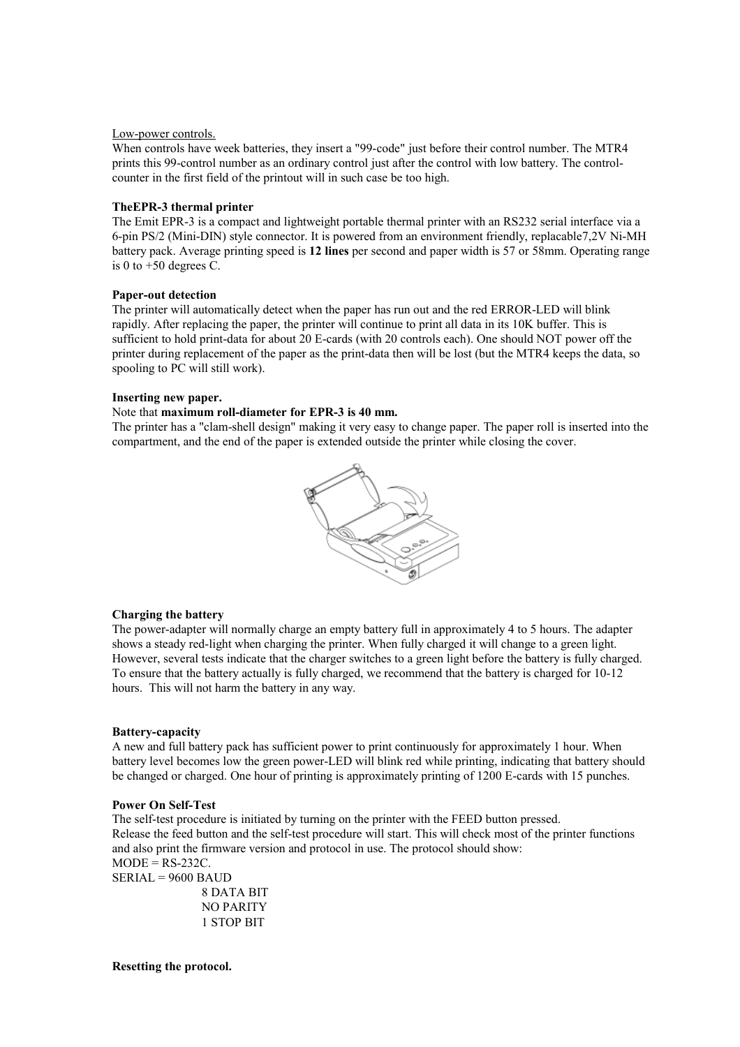Low-power controls.

When controls have week batteries, they insert a "99-code" just before their control number. The MTR4 prints this 99-control number as an ordinary control just after the control with low battery. The control-counter in the first field of the printout will in such case be too high.

**TheEPR-3 thermal printer**

The Emit EPR-3 is a compact and lightweight portable thermal printer with an RS232 serial interface via a 6-pin PS/2 (Mini-DIN) style connector. It is powered from an environment friendly, replacable7,2V Ni-MH battery pack. Average printing speed is **12 lines** per second and paper width is 57 or 58mm. Operating range is 0 to +50 degrees C.

**Paper-out detection**

The printer will automatically detect when the paper has run out and the red ERROR-LED will blink rapidly. After replacing the paper, the printer will continue to print all data in its 10K buffer. This is sufficient to hold print-data for about 20 E-cards (with 20 controls each). One should NOT power off the printer during replacement of the paper as the print-data then will be lost (but the MTR4 keeps the data, so spooling to PC will still work).

**Inserting new paper.**

Note that **maximum roll-diameter for EPR-3 is 40 mm.**

The printer has a "clam-shell design" making it very easy to change paper. The paper roll is inserted into the compartment, and the end of the paper is extended outside the printer while closing the cover.

**Charging the battery**

The power-adapter will normally charge an empty battery full in approximately 4 to 5 hours. The adapter shows a steady red-light when charging the printer. When fully charged it will change to a green light. However, several tests indicate that the charger switches to a green light before the battery is fully charged. To ensure that the battery actually is fully charged, we recommend that the battery is charged for 10-12 hours. This will not harm the battery in any way.

**Battery-capacity**

A new and full battery pack has sufficient power to print continuously for approximately 1 hour. When battery level becomes low the green power-LED will blink red while printing, indicating that battery should be changed or charged. One hour of printing is approximately printing of 1200 E-cards with 15 punches.

**Power On Self-Test**

The self-test procedure is initiated by turning on the printer with the FEED button pressed.
Release the feed button and the self-test procedure will start. This will check most of the printer functions and also print the firmware version and protocol in use. The protocol should show:

MODE = RS-232C.
SERIAL = 9600 BAUD
8 DATA BIT
NO PARITY
1 STOP BIT

**Resetting the protocol.**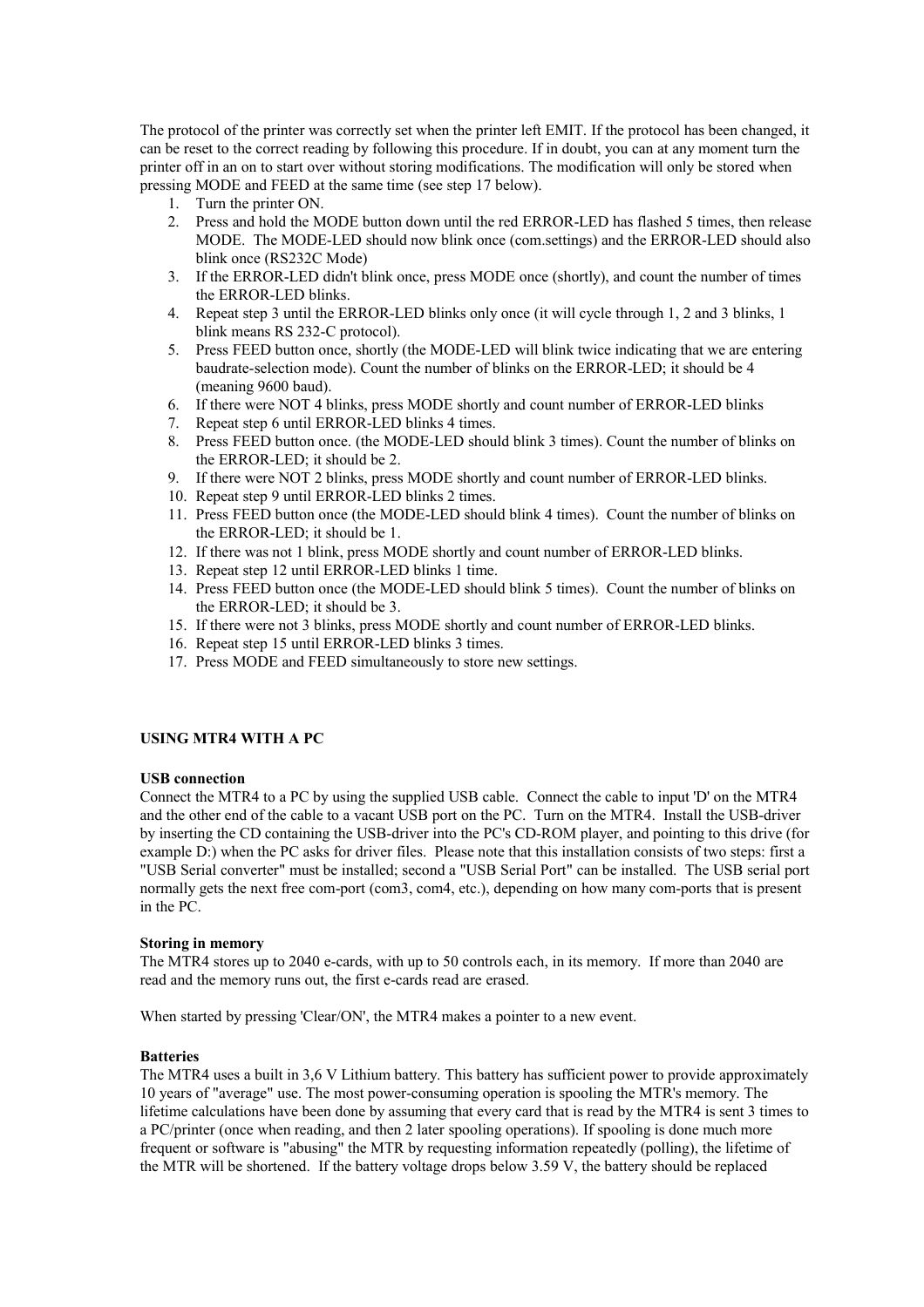The protocol of the printer was correctly set when the printer left EMIT. If the protocol has been changed, it can be reset to the correct reading by following this procedure. If in doubt, you can at any moment turn the printer off in an on to start over without storing modifications. The modification will only be stored when pressing MODE and FEED at the same time (see step 17 below).

1. Turn the printer ON.
2. Press and hold the MODE button down until the red ERROR-LED has flashed 5 times, then release MODE. The MODE-LED should now blink once (com.settings) and the ERROR-LED should also blink once (RS232C Mode)
3. If the ERROR-LED didn't blink once, press MODE once (shortly), and count the number of times the ERROR-LED blinks.
4. Repeat step 3 until the ERROR-LED blinks only once (it will cycle through 1, 2 and 3 blinks, 1 blink means RS 232-C protocol).
5. Press FEED button once, shortly (the MODE-LED will blink twice indicating that we are entering baudrate-selection mode). Count the number of blinks on the ERROR-LED; it should be 4 (meaning 9600 baud).
6. If there were NOT 4 blinks, press MODE shortly and count number of ERROR-LED blinks
7. Repeat step 6 until ERROR-LED blinks 4 times.
8. Press FEED button once. (the MODE-LED should blink 3 times). Count the number of blinks on the ERROR-LED; it should be 2.
9. If there were NOT 2 blinks, press MODE shortly and count number of ERROR-LED blinks.
10. Repeat step 9 until ERROR-LED blinks 2 times.
11. Press FEED button once (the MODE-LED should blink 4 times). Count the number of blinks on the ERROR-LED; it should be 1.
12. If there was not 1 blink, press MODE shortly and count number of ERROR-LED blinks.
13. Repeat step 12 until ERROR-LED blinks 1 time.
14. Press FEED button once (the MODE-LED should blink 5 times). Count the number of blinks on the ERROR-LED; it should be 3.
15. If there were not 3 blinks, press MODE shortly and count number of ERROR-LED blinks.
16. Repeat step 15 until ERROR-LED blinks 3 times.
17. Press MODE and FEED simultaneously to store new settings.

## USING MTR4 WITH A PC

### USB connection

Connect the MTR4 to a PC by using the supplied USB cable. Connect the cable to input 'D' on the MTR4 and the other end of the cable to a vacant USB port on the PC. Turn on the MTR4. Install the USB-driver by inserting the CD containing the USB-driver into the PC's CD-ROM player, and pointing to this drive (for example D:) when the PC asks for driver files. Please note that this installation consists of two steps: first a "USB Serial converter" must be installed; second a "USB Serial Port" can be installed. The USB serial port normally gets the next free com-port (com3, com4, etc.), depending on how many com-ports that is present in the PC.

### Storing in memory

The MTR4 stores up to 2040 e-cards, with up to 50 controls each, in its memory. If more than 2040 are read and the memory runs out, the first e-cards read are erased.

When started by pressing 'Clear/ON', the MTR4 makes a pointer to a new event.

### Batteries

The MTR4 uses a built in 3,6 V Lithium battery. This battery has sufficient power to provide approximately 10 years of "average" use. The most power-consuming operation is spooling the MTR's memory. The lifetime calculations have been done by assuming that every card that is read by the MTR4 is sent 3 times to a PC/printer (once when reading, and then 2 later spooling operations). If spooling is done much more frequent or software is "abusing" the MTR by requesting information repeatedly (polling), the lifetime of the MTR will be shortened. If the battery voltage drops below 3.59 V, the battery should be replaced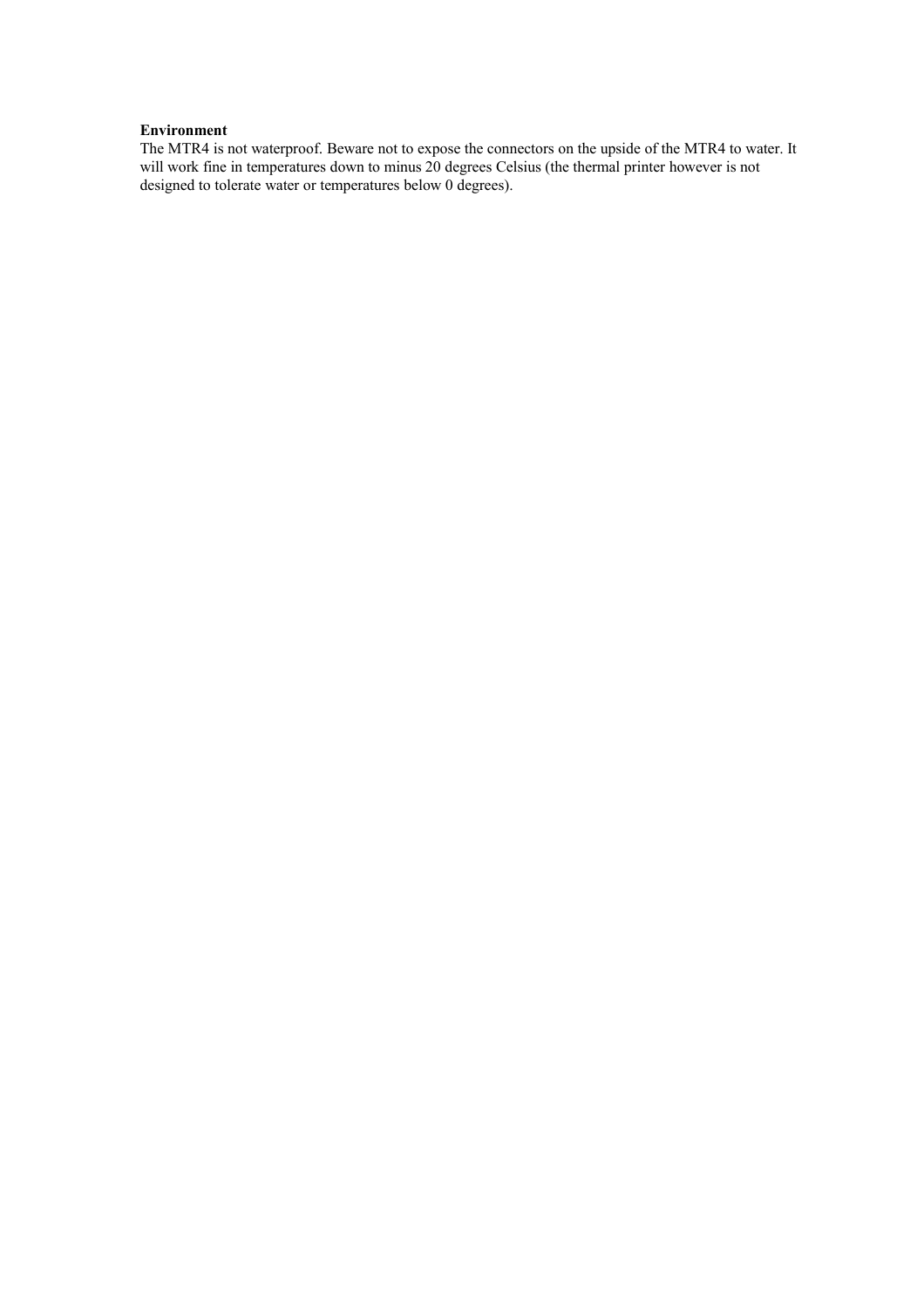**Environment**

The MTR4 is not waterproof. Beware not to expose the connectors on the upside of the MTR4 to water. It will work fine in temperatures down to minus 20 degrees Celsius (the thermal printer however is not designed to tolerate water or temperatures below 0 degrees).